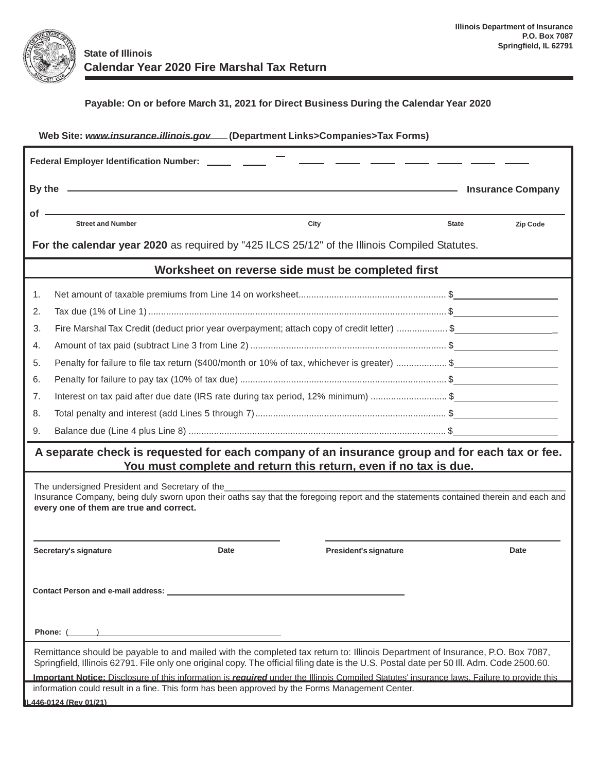Illinois Department of Insurance
P.O. Box 7087
Springfield, IL 62791

State of Illinois

# Calendar Year 2020 Fire Marshal Tax Return

**Payable: On or before March 31, 2021 for Direct Business During the Calendar Year 2020**

**Web Site: www.insurance.illinois.gov (Department Links>Companies>Tax Forms)**

**Federal Employer Identification Number:** ____ ____ – ____ ____ ____ ____ ____ ____ ____

**By the** ______________________________ **Insurance Company**

**of** ______________________________

Street and Number | City | State | Zip Code

**For the calendar year 2020** as required by "425 ILCS 25/12" of the Illinois Compiled Statutes.

## Worksheet on reverse side must be completed first

1. Net amount of taxable premiums from Line 14 on worksheet.......... $__________
2. Tax due (1% of Line 1).......... $__________
3. Fire Marshal Tax Credit (deduct prior year overpayment; attach copy of credit letter).......... $__________
4. Amount of tax paid (subtract Line 3 from Line 2).......... $__________
5. Penalty for failure to file tax return ($400/month or 10% of tax, whichever is greater).......... $__________
6. Penalty for failure to pay tax (10% of tax due).......... $__________
7. Interest on tax paid after due date (IRS rate during tax period, 12% minimum).......... $__________
8. Total penalty and interest (add Lines 5 through 7).......... $__________
9. Balance due (Line 4 plus Line 8).......... $__________

**A separate check is requested for each company of an insurance group and for each tax or fee.**
**You must complete and return this return, even if no tax is due.**

The undersigned President and Secretary of the ______________________________ Insurance Company, being duly sworn upon their oaths say that the foregoing report and the statements contained therein and each and **every one of them are true and correct.**

______________________________ Date ______________________________ Date

**Secretary's signature** **President's signature**

**Contact Person and e-mail address:** ______________________________

**Phone:** ( ) ______________________________

Remittance should be payable to and mailed with the completed tax return to: Illinois Department of Insurance, P.O. Box 7087, Springfield, Illinois 62791. File only one original copy. The official filing date is the U.S. Postal date per 50 Ill. Adm. Code 2500.60.

**Important Notice:** Disclosure of this information is ***required*** under the Illinois Compiled Statutes' insurance laws. Failure to provide this information could result in a fine. This form has been approved by the Forms Management Center.

IL446-0124 (Rev 01/21)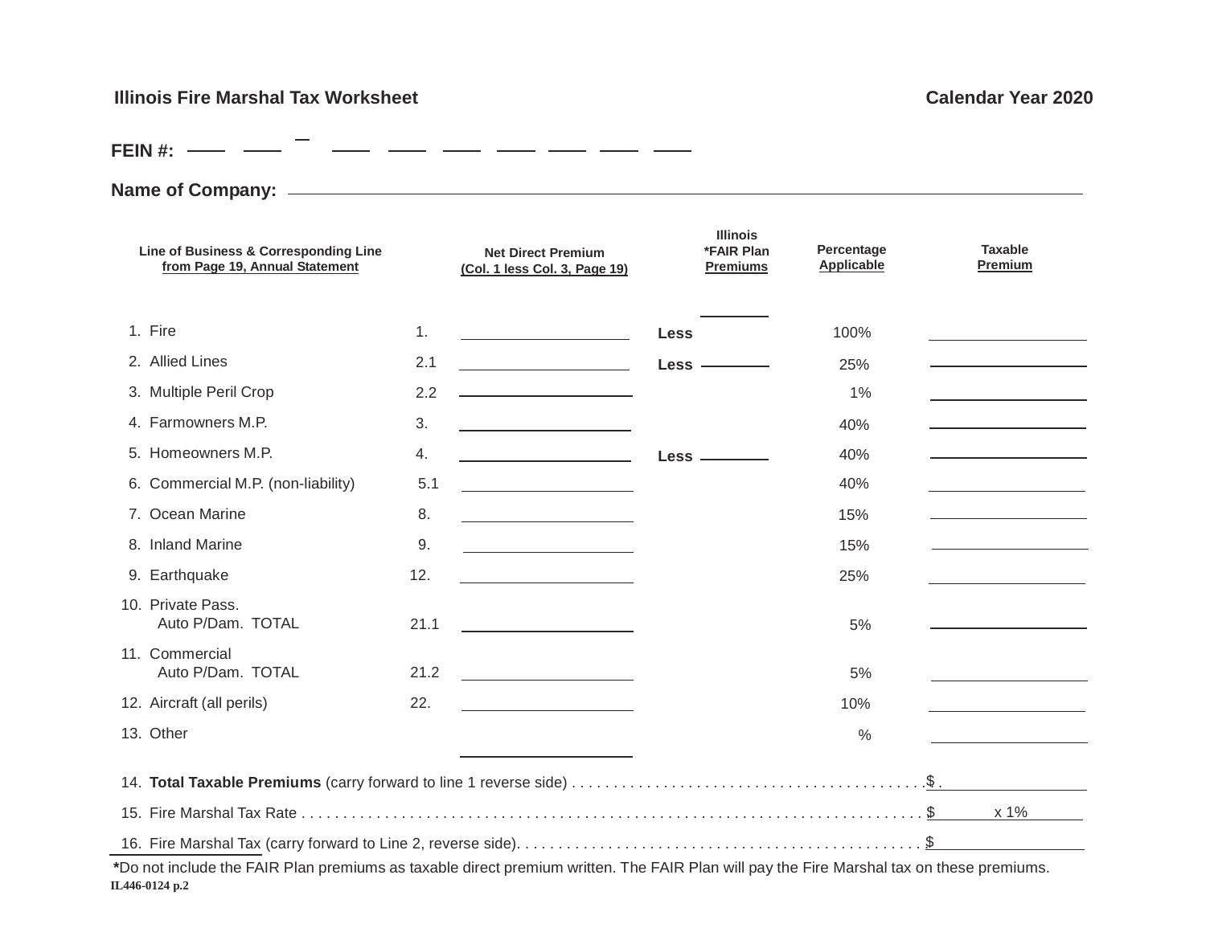**Illinois Fire Marshal Tax Worksheet** **Calendar Year 2020**

**FEIN #:** ___ ___ - ___ ___ ___ ___ ___ ___ ___

**Name of Company:** ______________________________

| Line of Business & Corresponding Line from Page 19, Annual Statement | | Net Direct Premium (Col. 1 less Col. 3, Page 19) | Illinois *FAIR Plan Premiums | Percentage Applicable | Taxable Premium |
|---|---|---|---|---|---|
| 1. Fire | 1. | | Less | 100% | |
| 2. Allied Lines | 2.1 | | Less | 25% | |
| 3. Multiple Peril Crop | 2.2 | | | 1% | |
| 4. Farmowners M.P. | 3. | | | 40% | |
| 5. Homeowners M.P. | 4. | | Less | 40% | |
| 6. Commercial M.P. (non-liability) | 5.1 | | | 40% | |
| 7. Ocean Marine | 8. | | | 15% | |
| 8. Inland Marine | 9. | | | 15% | |
| 9. Earthquake | 12. | | | 25% | |
| 10. Private Pass. Auto P/Dam. TOTAL | 21.1 | | | 5% | |
| 11. Commercial Auto P/Dam. TOTAL | 21.2 | | | 5% | |
| 12. Aircraft (all perils) | 22. | | | 10% | |
| 13. Other | | | | % | |

14. **Total Taxable Premiums** (carry forward to line 1 reverse side) . . . . . . . . . . . . . . . . . . . . . . . . . . . . . . . . . . . . . . . . . . . $ .

15. Fire Marshal Tax Rate . . . . . . . . . . . . . . . . . . . . . . . . . . . . . . . . . . . . . . . . . . . . . . . . . . . . . . . . . . . . . . . . . . . . . . . . . $ x 1%

16. Fire Marshal Tax (carry forward to Line 2, reverse side). . . . . . . . . . . . . . . . . . . . . . . . . . . . . . . . . . . . . . . . . . . . . . . . . $

*Do not include the FAIR Plan premiums as taxable direct premium written. The FAIR Plan will pay the Fire Marshal tax on these premiums.

IL446-0124 p.2